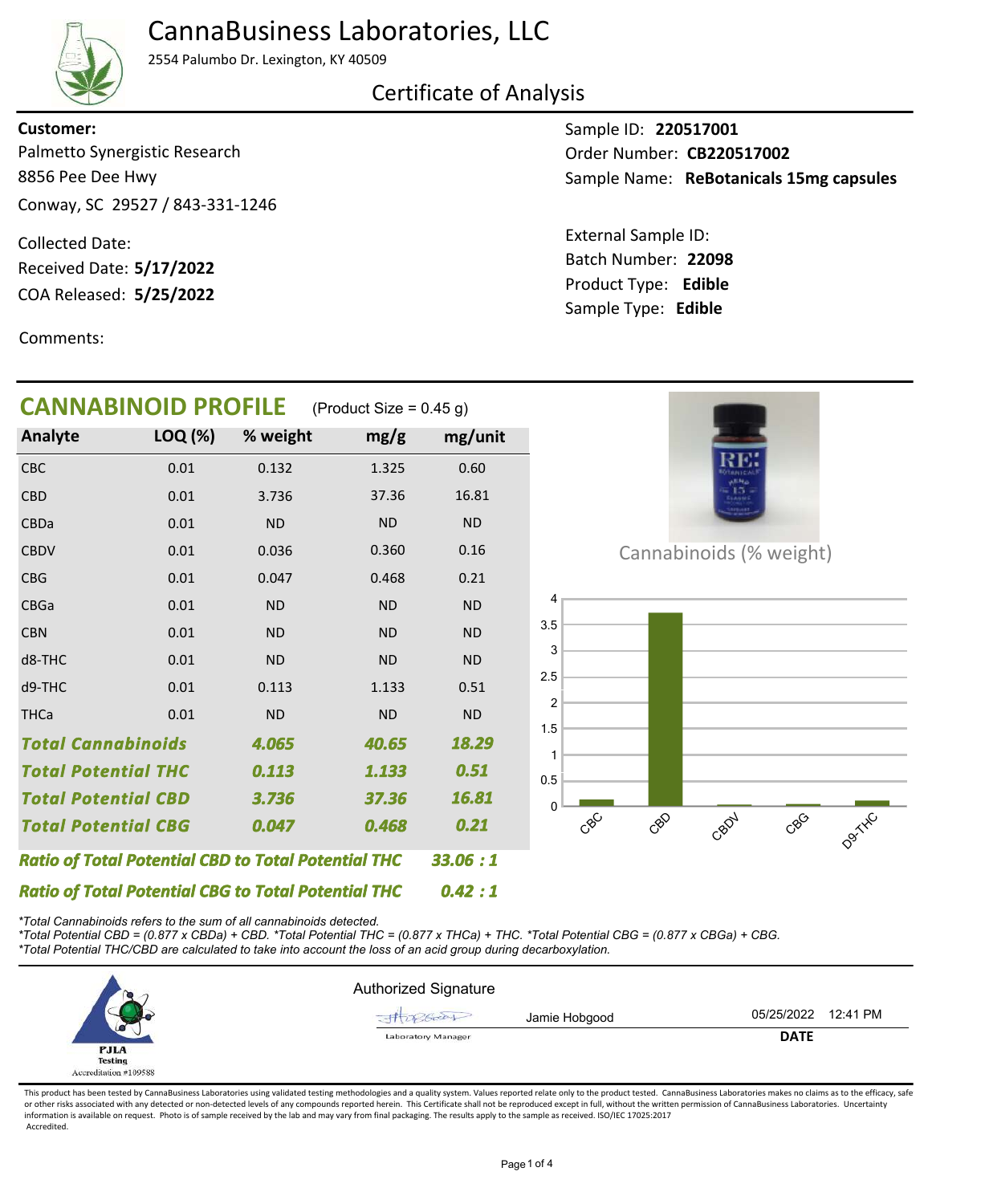# CannaBusiness Laboratories, LLC

2554 Palumbo Dr. Lexington, KY 40509

## Certificate of Analysis

**Customer:**
Palmetto Synergistic Research
8856 Pee Dee Hwy
Conway, SC 29527 / 843-331-1246

Collected Date:
Received Date: **5/17/2022**
COA Released: **5/25/2022**

Comments:

Sample ID: **220517001**
Order Number: **CB220517002**
Sample Name: **ReBotanicals 15mg capsules**

External Sample ID:
Batch Number: **22098**
Product Type: **Edible**
Sample Type: **Edible**

## CANNABINOID PROFILE (Product Size = 0.45 g)

| Analyte | LOQ (%) | % weight | mg/g | mg/unit |
|---|---|---|---|---|
| CBC | 0.01 | 0.132 | 1.325 | 0.60 |
| CBD | 0.01 | 3.736 | 37.36 | 16.81 |
| CBDa | 0.01 | ND | ND | ND |
| CBDV | 0.01 | 0.036 | 0.360 | 0.16 |
| CBG | 0.01 | 0.047 | 0.468 | 0.21 |
| CBGa | 0.01 | ND | ND | ND |
| CBN | 0.01 | ND | ND | ND |
| d8-THC | 0.01 | ND | ND | ND |
| d9-THC | 0.01 | 0.113 | 1.133 | 0.51 |
| THCa | 0.01 | ND | ND | ND |
| ***Total Cannabinoids*** | | ***4.065*** | ***40.65*** | ***18.29*** |
| ***Total Potential THC*** | | ***0.113*** | ***1.133*** | ***0.51*** |
| ***Total Potential CBD*** | | ***3.736*** | ***37.36*** | ***16.81*** |
| ***Total Potential CBG*** | | ***0.047*** | ***0.468*** | ***0.21*** |

***Ratio of Total Potential CBD to Total Potential THC*** ***33.06 : 1***

***Ratio of Total Potential CBG to Total Potential THC*** ***0.42 : 1***

Cannabinoids (% weight)

| Cannabinoid | % weight |
|---|---|
| CBC | 0.132 |
| CBD | 3.736 |
| CBDV | 0.036 |
| CBG | 0.047 |
| D9-THC | 0.113 |

*\*Total Cannabinoids refers to the sum of all cannabinoids detected.*
*\*Total Potential CBD = (0.877 x CBDa) + CBD. \*Total Potential THC = (0.877 x THCa) + THC. \*Total Potential CBG = (0.877 x CBGa) + CBG.*
*\*Total Potential THC/CBD are calculated to take into account the loss of an acid group during decarboxylation.*

PJLA Testing Accreditation #109588

Authorized Signature

Jamie Hobgood — Laboratory Manager

**DATE**: 05/25/2022 12:41 PM

This product has been tested by CannaBusiness Laboratories using validated testing methodologies and a quality system. Values reported relate only to the product tested. CannaBusiness Laboratories makes no claims as to the efficacy, safety or other risks associated with any detected or non-detected levels of any compounds reported herein. This Certificate shall not be reproduced except in full, without the written permission of CannaBusiness Laboratories. Uncertainty information is available on request. Photo is of sample received by the lab and may vary from final packaging. The results apply to the sample as received. ISO/IEC 17025:2017 Accredited.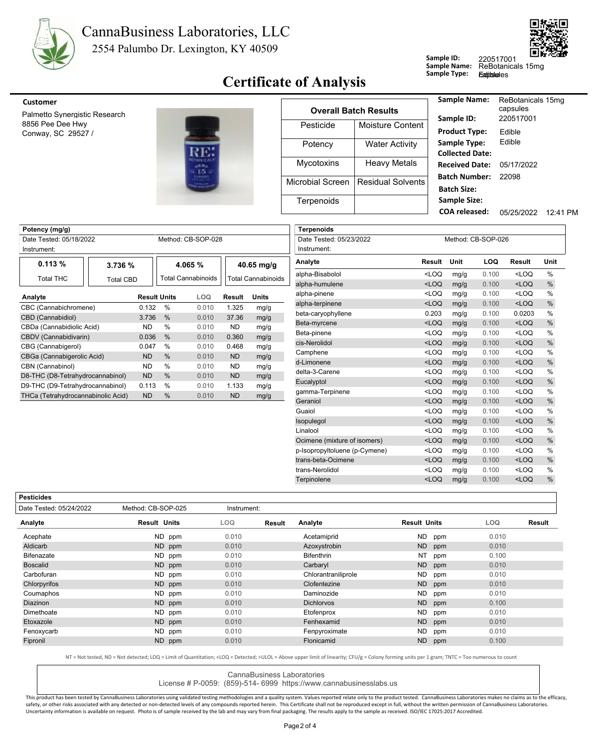# CannaBusiness Laboratories, LLC

2554 Palumbo Dr. Lexington, KY 40509

**Sample ID:** 220517001
**Sample Name:** ReBotanicals 15mg
**Sample Type:** Edibles

## Certificate of Analysis

**Customer**

Palmetto Synergistic Research
8856 Pee Dee Hwy
Conway, SC 29527 /

| Overall Batch Results | |
|---|---|
| Pesticide | Moisture Content |
| Potency | Water Activity |
| Mycotoxins | Heavy Metals |
| Microbial Screen | Residual Solvents |
| Terpenoids | |

| | |
|---|---|
| **Sample Name:** | ReBotanicals 15mg capsules |
| **Sample ID:** | 220517001 |
| **Product Type:** | Edible |
| **Sample Type:** | Edible |
| **Collected Date:** | |
| **Received Date:** | 05/17/2022 |
| **Batch Number:** | 22098 |
| **Batch Size:** | |
| **Sample Size:** | |
| **COA released:** | 05/25/2022 12:41 PM |

### Potency (mg/g)

Date Tested: 05/18/2022 Method: CB-SOP-028
Instrument:

| 0.113 % | 3.736 % | 4.065 % | 40.65 mg/g |
|---|---|---|---|
| Total THC | Total CBD | Total Cannabinoids | Total Cannabinoids |

| Analyte | Result | Units | LOQ | Result | Units |
|---|---|---|---|---|---|
| CBC (Cannabichromene) | 0.132 | % | 0.010 | 1.325 | mg/g |
| CBD (Cannabidiol) | 3.736 | % | 0.010 | 37.36 | mg/g |
| CBDa (Cannabidiolic Acid) | ND | % | 0.010 | ND | mg/g |
| CBDV (Cannabidivarin) | 0.036 | % | 0.010 | 0.360 | mg/g |
| CBG (Cannabigerol) | 0.047 | % | 0.010 | 0.468 | mg/g |
| CBGa (Cannabigerolic Acid) | ND | % | 0.010 | ND | mg/g |
| CBN (Cannabinol) | ND | % | 0.010 | ND | mg/g |
| D8-THC (D8-Tetrahydrocannabinol) | ND | % | 0.010 | ND | mg/g |
| D9-THC (D9-Tetrahydrocannabinol) | 0.113 | % | 0.010 | 1.133 | mg/g |
| THCa (Tetrahydrocannabinolic Acid) | ND | % | 0.010 | ND | mg/g |

### Terpenoids

Date Tested: 05/23/2022 Method: CB-SOP-026
Instrument:

| Analyte | Result | Unit | LOQ | Result | Unit |
|---|---|---|---|---|---|
| alpha-Bisabolol | <LOQ | mg/g | 0.100 | <LOQ | % |
| alpha-humulene | <LOQ | mg/g | 0.100 | <LOQ | % |
| alpha-pinene | <LOQ | mg/g | 0.100 | <LOQ | % |
| alpha-terpinene | <LOQ | mg/g | 0.100 | <LOQ | % |
| beta-caryophyllene | 0.203 | mg/g | 0.100 | 0.0203 | % |
| Beta-myrcene | <LOQ | mg/g | 0.100 | <LOQ | % |
| Beta-pinene | <LOQ | mg/g | 0.100 | <LOQ | % |
| cis-Nerolidol | <LOQ | mg/g | 0.100 | <LOQ | % |
| Camphene | <LOQ | mg/g | 0.100 | <LOQ | % |
| d-Limonene | <LOQ | mg/g | 0.100 | <LOQ | % |
| delta-3-Carene | <LOQ | mg/g | 0.100 | <LOQ | % |
| Eucalyptol | <LOQ | mg/g | 0.100 | <LOQ | % |
| gamma-Terpinene | <LOQ | mg/g | 0.100 | <LOQ | % |
| Geraniol | <LOQ | mg/g | 0.100 | <LOQ | % |
| Guaiol | <LOQ | mg/g | 0.100 | <LOQ | % |
| Isopulegol | <LOQ | mg/g | 0.100 | <LOQ | % |
| Linalool | <LOQ | mg/g | 0.100 | <LOQ | % |
| Ocimene (mixture of isomers) | <LOQ | mg/g | 0.100 | <LOQ | % |
| p-Isopropyltoluene (p-Cymene) | <LOQ | mg/g | 0.100 | <LOQ | % |
| trans-beta-Ocimene | <LOQ | mg/g | 0.100 | <LOQ | % |
| trans-Nerolidol | <LOQ | mg/g | 0.100 | <LOQ | % |
| Terpinolene | <LOQ | mg/g | 0.100 | <LOQ | % |

### Pesticides

Date Tested: 05/24/2022 Method: CB-SOP-025 Instrument:

| Analyte | Result | Units | LOQ | Result | Analyte | Result | Units | LOQ | Result |
|---|---|---|---|---|---|---|---|---|---|
| Acephate | ND | ppm | 0.010 | | Acetamiprid | ND | ppm | 0.010 | |
| Aldicarb | ND | ppm | 0.010 | | Azoxystrobin | ND | ppm | 0.010 | |
| Bifenazate | ND | ppm | 0.010 | | Bifenthrin | NT | ppm | 0.100 | |
| Boscalid | ND | ppm | 0.010 | | Carbaryl | ND | ppm | 0.010 | |
| Carbofuran | ND | ppm | 0.010 | | Chlorantraniliprole | ND | ppm | 0.010 | |
| Chlorpyrifos | ND | ppm | 0.010 | | Clofentezine | ND | ppm | 0.010 | |
| Coumaphos | ND | ppm | 0.010 | | Daminozide | ND | ppm | 0.010 | |
| Diazinon | ND | ppm | 0.010 | | Dichlorvos | ND | ppm | 0.100 | |
| Dimethoate | ND | ppm | 0.010 | | Etofenprox | ND | ppm | 0.010 | |
| Etoxazole | ND | ppm | 0.010 | | Fenhexamid | ND | ppm | 0.010 | |
| Fenoxycarb | ND | ppm | 0.010 | | Fenpyroximate | ND | ppm | 0.010 | |
| Fipronil | ND | ppm | 0.010 | | Flonicamid | ND | ppm | 0.100 | |

NT = Not tested, ND = Not detected; LOQ = Limit of Quantitation; <LOQ = Detected; >ULOL = Above upper limit of linearity; CFU/g = Colony forming units per 1 gram; TNTC = Too numerous to count

CannaBusiness Laboratories
License # P-0059: (859)-514- 6999 https://www.cannabusinesslabs.us

This product has been tested by CannaBusiness Laboratories using validated testing methodologies and a quality system. Values reported relate only to the product tested. CannaBusiness Laboratories makes no claims as to the efficacy, safety, or other risks associated with any detected or non-detected levels of any compounds reported herein. This Certificate shall not be reproduced except in full, without the written permission of CannaBusiness Laboratories. Uncertainty information is available on request. Photo is of sample received by the lab and may vary from final packaging. The results apply to the sample as received. ISO/IEC 17025:2017 Accredited.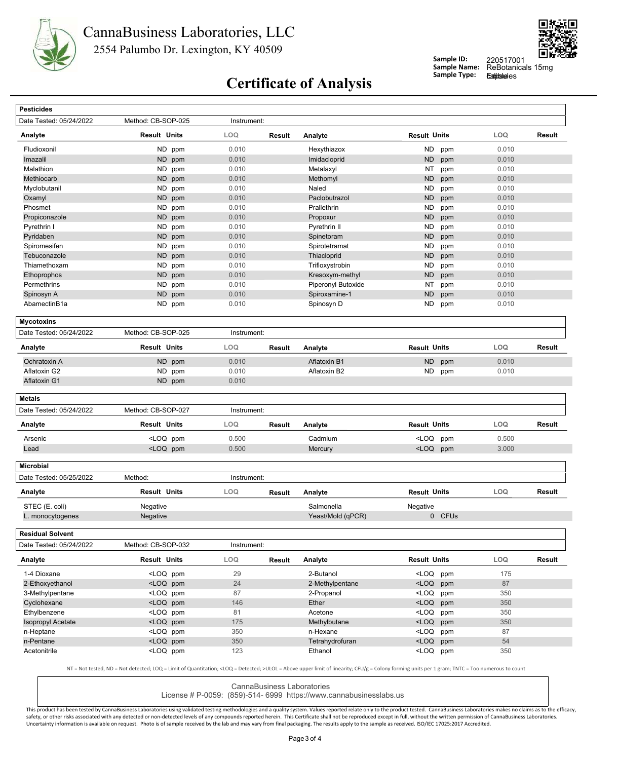CannaBusiness Laboratories, LLC
2554 Palumbo Dr. Lexington, KY 40509

**Sample ID:** 220517001
**Sample Name:** ReBotanicals 15mg
**Sample Type:** Edibles

# Certificate of Analysis

## Pesticides

Date Tested: 05/24/2022 | Method: CB-SOP-025 | Instrument:

| Analyte | Result | Units | LOQ | Result | Analyte | Result | Units | LOQ | Result |
|---|---|---|---|---|---|---|---|---|---|
| Fludioxonil | ND | ppm | 0.010 | | Hexythiazox | ND | ppm | 0.010 | |
| Imazalil | ND | ppm | 0.010 | | Imidacloprid | ND | ppm | 0.010 | |
| Malathion | ND | ppm | 0.010 | | Metalaxyl | NT | ppm | 0.010 | |
| Methiocarb | ND | ppm | 0.010 | | Methomyl | ND | ppm | 0.010 | |
| Myclobutanil | ND | ppm | 0.010 | | Naled | ND | ppm | 0.010 | |
| Oxamyl | ND | ppm | 0.010 | | Paclobutrazol | ND | ppm | 0.010 | |
| Phosmet | ND | ppm | 0.010 | | Prallethrin | ND | ppm | 0.010 | |
| Propiconazole | ND | ppm | 0.010 | | Propoxur | ND | ppm | 0.010 | |
| Pyrethrin I | ND | ppm | 0.010 | | Pyrethrin II | ND | ppm | 0.010 | |
| Pyridaben | ND | ppm | 0.010 | | Spinetoram | ND | ppm | 0.010 | |
| Spiromesifen | ND | ppm | 0.010 | | Spirotetramat | ND | ppm | 0.010 | |
| Tebuconazole | ND | ppm | 0.010 | | Thiacloprid | ND | ppm | 0.010 | |
| Thiamethoxam | ND | ppm | 0.010 | | Trifloxystrobin | ND | ppm | 0.010 | |
| Ethoprophos | ND | ppm | 0.010 | | Kresoxym-methyl | ND | ppm | 0.010 | |
| Permethrins | ND | ppm | 0.010 | | Piperonyl Butoxide | NT | ppm | 0.010 | |
| Spinosyn A | ND | ppm | 0.010 | | Spiroxamine-1 | ND | ppm | 0.010 | |
| AbamectinB1a | ND | ppm | 0.010 | | Spinosyn D | ND | ppm | 0.010 | |

## Mycotoxins

Date Tested: 05/24/2022 | Method: CB-SOP-025 | Instrument:

| Analyte | Result | Units | LOQ | Result | Analyte | Result | Units | LOQ | Result |
|---|---|---|---|---|---|---|---|---|---|
| Ochratoxin A | ND | ppm | 0.010 | | Aflatoxin B1 | ND | ppm | 0.010 | |
| Aflatoxin G2 | ND | ppm | 0.010 | | Aflatoxin B2 | ND | ppm | 0.010 | |
| Aflatoxin G1 | ND | ppm | 0.010 | | | | | | |

## Metals

Date Tested: 05/24/2022 | Method: CB-SOP-027 | Instrument:

| Analyte | Result | Units | LOQ | Result | Analyte | Result | Units | LOQ | Result |
|---|---|---|---|---|---|---|---|---|---|
| Arsenic | <LOQ | ppm | 0.500 | | Cadmium | <LOQ | ppm | 0.500 | |
| Lead | <LOQ | ppm | 0.500 | | Mercury | <LOQ | ppm | 3.000 | |

## Microbial

Date Tested: 05/25/2022 | Method: | Instrument:

| Analyte | Result | Units | LOQ | Result | Analyte | Result | Units | LOQ | Result |
|---|---|---|---|---|---|---|---|---|---|
| STEC (E. coli) | Negative | | | | Salmonella | Negative | | | |
| L. monocytogenes | Negative | | | | Yeast/Mold (qPCR) | 0 | CFUs | | |

## Residual Solvent

Date Tested: 05/24/2022 | Method: CB-SOP-032 | Instrument:

| Analyte | Result | Units | LOQ | Result | Analyte | Result | Units | LOQ | Result |
|---|---|---|---|---|---|---|---|---|---|
| 1-4 Dioxane | <LOQ | ppm | 29 | | 2-Butanol | <LOQ | ppm | 175 | |
| 2-Ethoxyethanol | <LOQ | ppm | 24 | | 2-Methylpentane | <LOQ | ppm | 87 | |
| 3-Methylpentane | <LOQ | ppm | 87 | | 2-Propanol | <LOQ | ppm | 350 | |
| Cyclohexane | <LOQ | ppm | 146 | | Ether | <LOQ | ppm | 350 | |
| Ethylbenzene | <LOQ | ppm | 81 | | Acetone | <LOQ | ppm | 350 | |
| Isopropyl Acetate | <LOQ | ppm | 175 | | Methylbutane | <LOQ | ppm | 350 | |
| n-Heptane | <LOQ | ppm | 350 | | n-Hexane | <LOQ | ppm | 87 | |
| n-Pentane | <LOQ | ppm | 350 | | Tetrahydrofuran | <LOQ | ppm | 54 | |
| Acetonitrile | <LOQ | ppm | 123 | | Ethanol | <LOQ | ppm | 350 | |

NT = Not tested, ND = Not detected; LOQ = Limit of Quantitation; <LOQ = Detected; >ULOL = Above upper limit of linearity; CFU/g = Colony forming units per 1 gram; TNTC = Too numerous to count

CannaBusiness Laboratories
License # P-0059: (859)-514- 6999 https://www.cannabusinesslabs.us

This product has been tested by CannaBusiness Laboratories using validated testing methodologies and a quality system. Values reported relate only to the product tested. CannaBusiness Laboratories makes no claims as to the efficacy, safety, or other risks associated with any detected or non-detected levels of any compounds reported herein. This Certificate shall not be reproduced except in full, without the written permission of CannaBusiness Laboratories. Uncertainty information is available on request. Photo is of sample received by the lab and may vary from final packaging. The results apply to the sample as received. ISO/IEC 17025:2017 Accredited.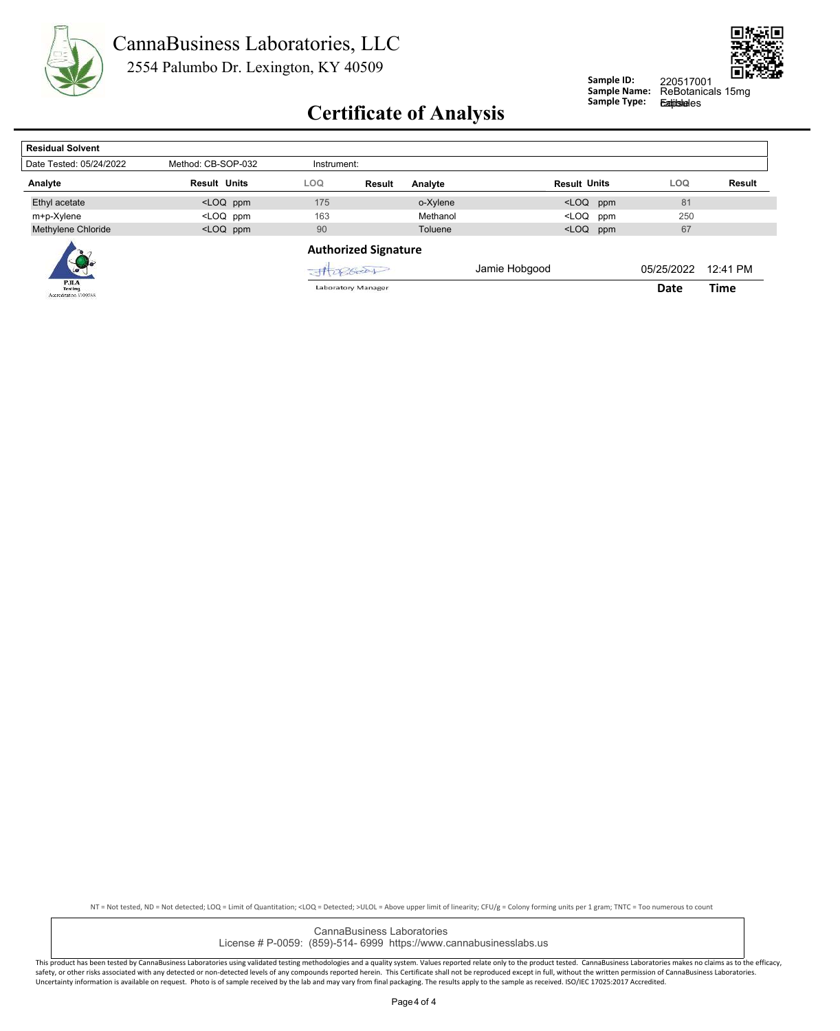# CannaBusiness Laboratories, LLC

2554 Palumbo Dr. Lexington, KY 40509

**Sample ID:** 220517001
**Sample Name:** ReBotanicals 15mg
**Sample Type:** Edibles

## Certificate of Analysis

**Residual Solvent**

Date Tested: 05/24/2022 | Method: CB-SOP-032 | Instrument:

| Analyte | Result | Units | LOQ | Result | Analyte | Result | Units | LOQ | Result |
|---|---|---|---|---|---|---|---|---|---|
| Ethyl acetate | <LOQ | ppm | 175 | | o-Xylene | <LOQ | ppm | 81 | |
| m+p-Xylene | <LOQ | ppm | 163 | | Methanol | <LOQ | ppm | 250 | |
| Methylene Chloride | <LOQ | ppm | 90 | | Toluene | <LOQ | ppm | 67 | |

**Authorized Signature**

| | | Date | Time |
|---|---|---|---|
| Laboratory Manager | Jamie Hobgood | 05/25/2022 | 12:41 PM |

PJLA Testing Accreditation 109955

NT = Not tested, ND = Not detected; LOQ = Limit of Quantitation; <LOQ = Detected; >ULOL = Above upper limit of linearity; CFU/g = Colony forming units per 1 gram; TNTC = Too numerous to count

CannaBusiness Laboratories
License # P-0059: (859)-514- 6999 https://www.cannabusinesslabs.us

This product has been tested by CannaBusiness Laboratories using validated testing methodologies and a quality system. Values reported relate only to the product tested. CannaBusiness Laboratories makes no claims as to the efficacy, safety, or other risks associated with any detected or non-detected levels of any compounds reported herein. This Certificate shall not be reproduced except in full, without the written permission of CannaBusiness Laboratories. Uncertainty information is available on request. Photo is of sample received by the lab and may vary from final packaging. The results apply to the sample as received. ISO/IEC 17025:2017 Accredited.